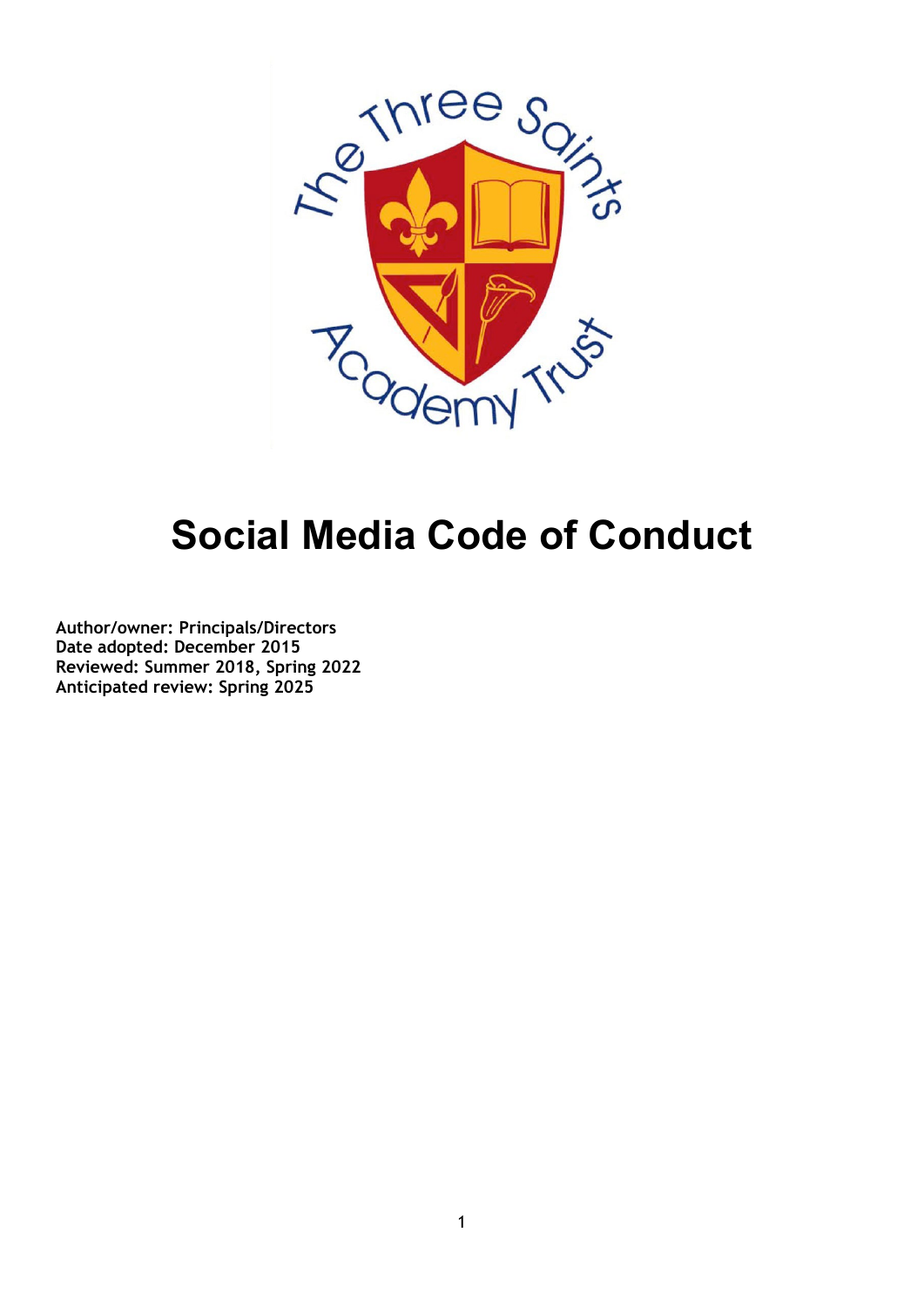# Social Media Code of Conduct

**Author/owner: Principals/Directors**
**Date adopted: December 2015**
**Reviewed: Summer 2018, Spring 2022**
**Anticipated review: Spring 2025**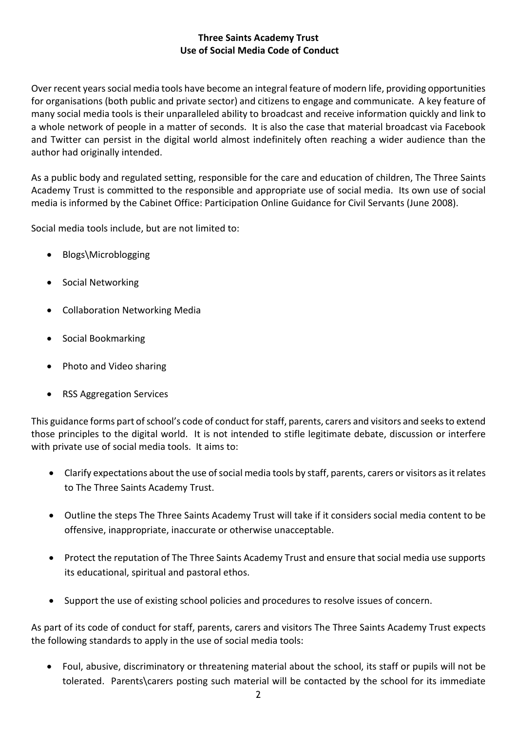**Three Saints Academy Trust**
**Use of Social Media Code of Conduct**

Over recent years social media tools have become an integral feature of modern life, providing opportunities for organisations (both public and private sector) and citizens to engage and communicate. A key feature of many social media tools is their unparalleled ability to broadcast and receive information quickly and link to a whole network of people in a matter of seconds. It is also the case that material broadcast via Facebook and Twitter can persist in the digital world almost indefinitely often reaching a wider audience than the author had originally intended.

As a public body and regulated setting, responsible for the care and education of children, The Three Saints Academy Trust is committed to the responsible and appropriate use of social media. Its own use of social media is informed by the Cabinet Office: Participation Online Guidance for Civil Servants (June 2008).

Social media tools include, but are not limited to:

- Blogs\Microblogging
- Social Networking
- Collaboration Networking Media
- Social Bookmarking
- Photo and Video sharing
- RSS Aggregation Services

This guidance forms part of school's code of conduct for staff, parents, carers and visitors and seeks to extend those principles to the digital world. It is not intended to stifle legitimate debate, discussion or interfere with private use of social media tools. It aims to:

- Clarify expectations about the use of social media tools by staff, parents, carers or visitors as it relates to The Three Saints Academy Trust.
- Outline the steps The Three Saints Academy Trust will take if it considers social media content to be offensive, inappropriate, inaccurate or otherwise unacceptable.
- Protect the reputation of The Three Saints Academy Trust and ensure that social media use supports its educational, spiritual and pastoral ethos.
- Support the use of existing school policies and procedures to resolve issues of concern.

As part of its code of conduct for staff, parents, carers and visitors The Three Saints Academy Trust expects the following standards to apply in the use of social media tools:

- Foul, abusive, discriminatory or threatening material about the school, its staff or pupils will not be tolerated. Parents\carers posting such material will be contacted by the school for its immediate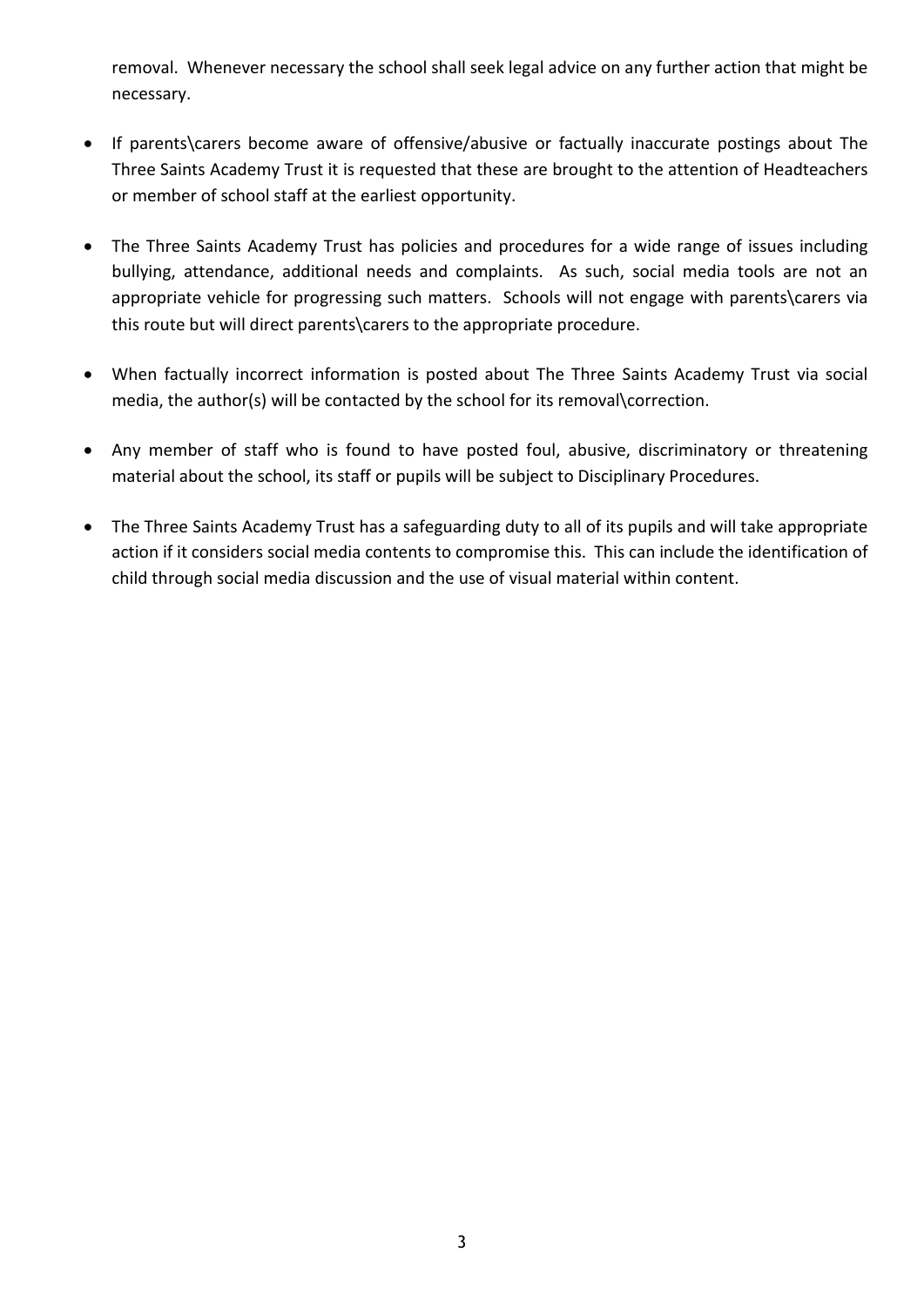removal. Whenever necessary the school shall seek legal advice on any further action that might be necessary.

- If parents\carers become aware of offensive/abusive or factually inaccurate postings about The Three Saints Academy Trust it is requested that these are brought to the attention of Headteachers or member of school staff at the earliest opportunity.

- The Three Saints Academy Trust has policies and procedures for a wide range of issues including bullying, attendance, additional needs and complaints. As such, social media tools are not an appropriate vehicle for progressing such matters. Schools will not engage with parents\carers via this route but will direct parents\carers to the appropriate procedure.

- When factually incorrect information is posted about The Three Saints Academy Trust via social media, the author(s) will be contacted by the school for its removal\correction.

- Any member of staff who is found to have posted foul, abusive, discriminatory or threatening material about the school, its staff or pupils will be subject to Disciplinary Procedures.

- The Three Saints Academy Trust has a safeguarding duty to all of its pupils and will take appropriate action if it considers social media contents to compromise this. This can include the identification of child through social media discussion and the use of visual material within content.